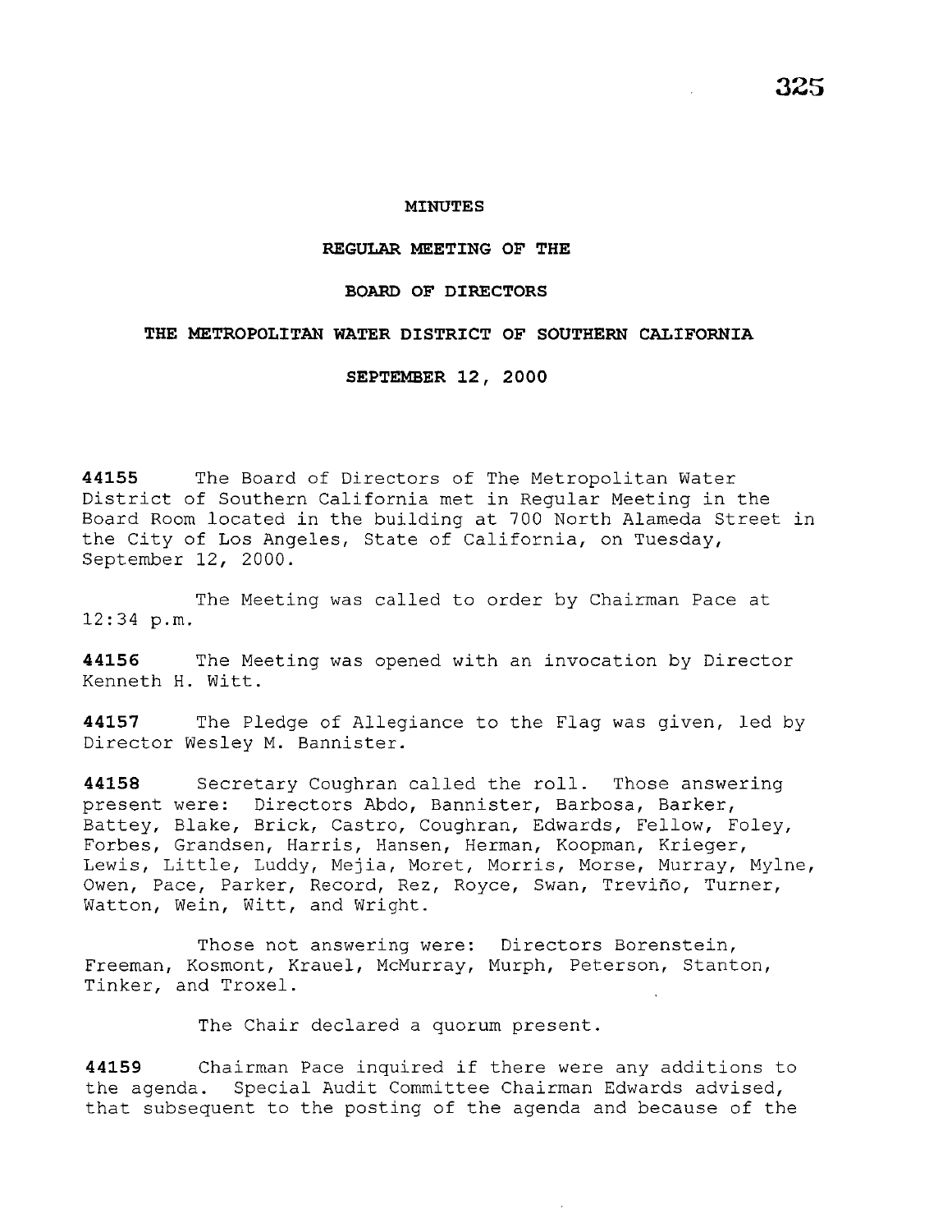**MINUTES**

**REGULAR MEETING OF THE**

**BOARD OF DIRECTORS**

**THE METROPOLITAN WATER DISTRICT OF SOUTHERN CALIFORNIA**

**SEPTEMBER 12, 2000**

**44155** The Board of Directors of The Metropolitan Water District of Southern California met in Regular Meeting in the Board Room located in the building at 700 North Alameda Street in the City of Los Angeles, State of California, on Tuesday, September 12, 2000.

The Meeting was called to order by Chairman Pace at 12:34 p.m.

**44156** The Meeting was opened with an invocation by Director Kenneth H. Witt.

**44157** The Pledge of Allegiance to the Flag was given, led by Director Wesley M. Bannister.

**44158** Secretary Coughran called the roll. Those answering present were: Directors Abdo, Bannister, Barbosa, Barker, Battey, Blake, Brick, Castro, Coughran, Edwards, Fellow, Foley, Forbes, Grandsen, Harris, Hansen, Herman, Koopman, Krieger, Lewis, Little, Luddy, Mejia, Moret, Morris, Morse, Murray, Mylne, Owen, Pace, Parker, Record, Rez, Royce, Swan, Treviño, Turner, Watton, Wein, Witt, and Wright.

Those not answering were: Directors Borenstein, Freeman, Kosmont, Krauel, McMurray, Murph, Peterson, Stanton, Tinker, and Troxel.

The Chair declared a quorum present.

**44159** Chairman Pace inquired if there were any additions to the agenda. Special Audit Committee Chairman Edwards advised, that subsequent to the posting of the agenda and because of the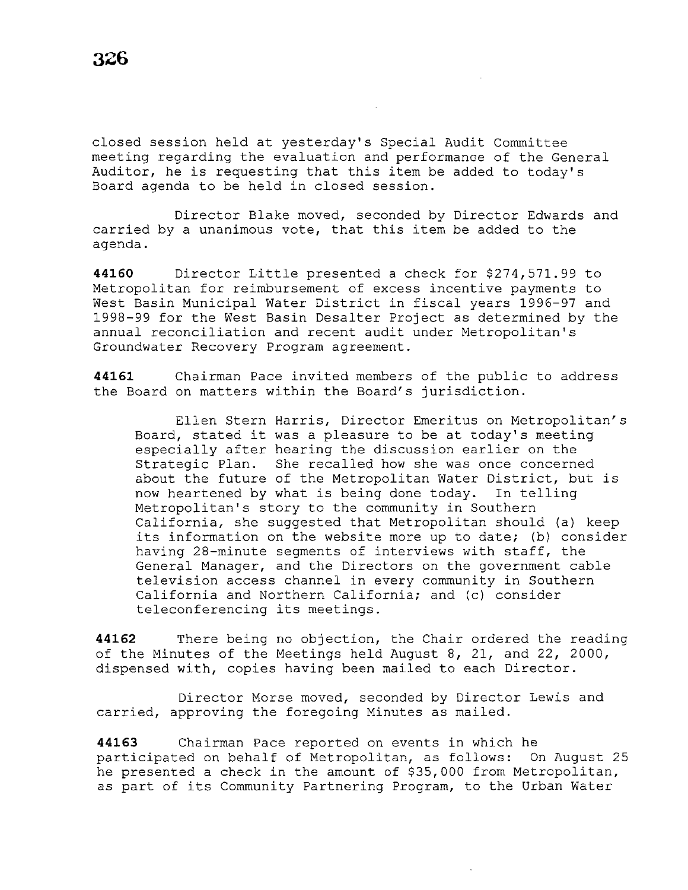closed session held at yesterday's Special Audit Committee meeting regarding the evaluation and performance of the General Auditor, he is requesting that this item be added to today's Board agenda to be held in closed session.

Director Blake moved, seconded by Director Edwards and carried by a unanimous vote, that this item be added to the agenda.

**44160** Director Little presented a check for $274,571.99 to Metropolitan for reimbursement of excess incentive payments to West Basin Municipal Water District in fiscal years 1996-97 and 1998-99 for the West Basin Desalter Project as determined by the annual reconciliation and recent audit under Metropolitan's Groundwater Recovery Program agreement.

**44161** Chairman Pace invited members of the public to address the Board on matters within the Board's jurisdiction.

> Ellen Stern Harris, Director Emeritus on Metropolitan's Board, stated it was a pleasure to be at today's meeting especially after hearing the discussion earlier on the Strategic Plan. She recalled how she was once concerned about the future of the Metropolitan Water District, but is now heartened by what is being done today. In telling Metropolitan's story to the community in Southern California, she suggested that Metropolitan should (a) keep its information on the website more up to date; (b) consider having 28-minute segments of interviews with staff, the General Manager, and the Directors on the government cable television access channel in every community in Southern California and Northern California; and (c) consider teleconferencing its meetings.

**44162** There being no objection, the Chair ordered the reading of the Minutes of the Meetings held August 8, 21, and 22, 2000, dispensed with, copies having been mailed to each Director.

Director Morse moved, seconded by Director Lewis and carried, approving the foregoing Minutes as mailed.

**44163** Chairman Pace reported on events in which he participated on behalf of Metropolitan, as follows: On August 25 he presented a check in the amount of $35,000 from Metropolitan, as part of its Community Partnering Program, to the Urban Water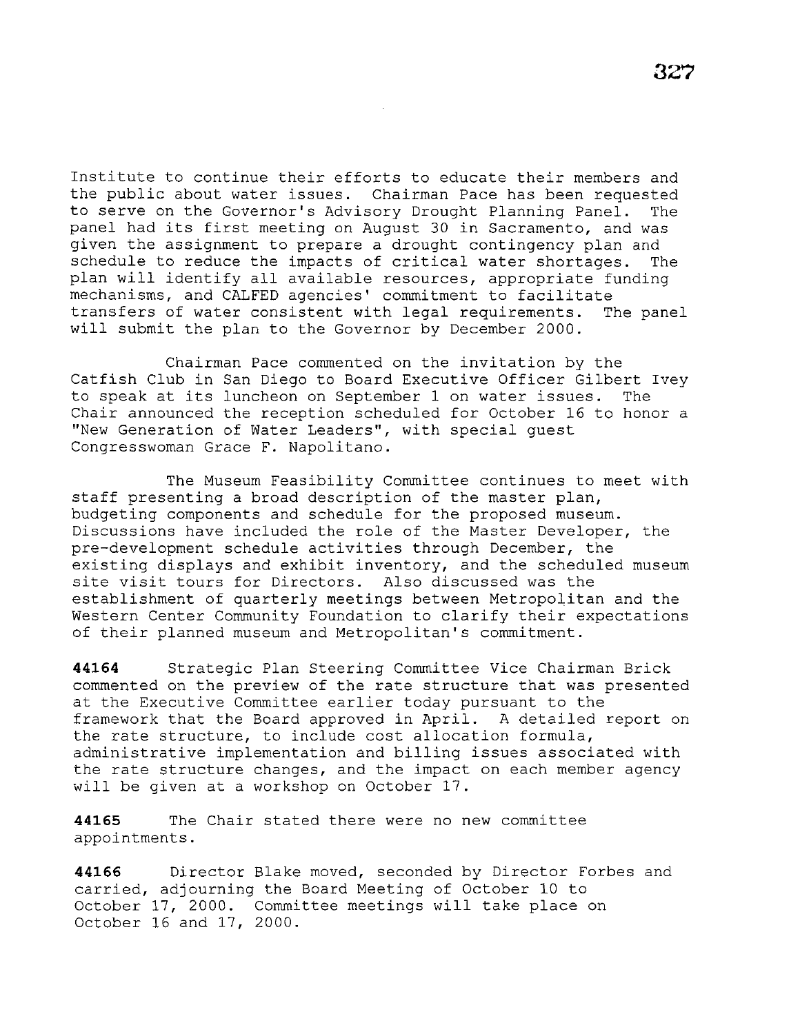Institute to continue their efforts to educate their members and the public about water issues. Chairman Pace has been requested to serve on the Governor's Advisory Drought Planning Panel. The panel had its first meeting on August 30 in Sacramento, and was given the assignment to prepare a drought contingency plan and schedule to reduce the impacts of critical water shortages. The plan will identify all available resources, appropriate funding mechanisms, and CALFED agencies' commitment to facilitate transfers of water consistent with legal requirements. The panel will submit the plan to the Governor by December 2000.

Chairman Pace commented on the invitation by the Catfish Club in San Diego to Board Executive Officer Gilbert Ivey to speak at its luncheon on September 1 on water issues. The Chair announced the reception scheduled for October 16 to honor a "New Generation of Water Leaders", with special guest Congresswoman Grace F. Napolitano.

The Museum Feasibility Committee continues to meet with staff presenting a broad description of the master plan, budgeting components and schedule for the proposed museum. Discussions have included the role of the Master Developer, the pre-development schedule activities through December, the existing displays and exhibit inventory, and the scheduled museum site visit tours for Directors. Also discussed was the establishment of quarterly meetings between Metropolitan and the Western Center Community Foundation to clarify their expectations of their planned museum and Metropolitan's commitment.

**44164** Strategic Plan Steering Committee Vice Chairman Brick commented on the preview of the rate structure that was presented at the Executive Committee earlier today pursuant to the framework that the Board approved in April. A detailed report on the rate structure, to include cost allocation formula, administrative implementation and billing issues associated with the rate structure changes, and the impact on each member agency will be given at a workshop on October 17.

**44165** The Chair stated there were no new committee appointments.

**44166** Director Blake moved, seconded by Director Forbes and carried, adjourning the Board Meeting of October 10 to October 17, 2000. Committee meetings will take place on October 16 and 17, 2000.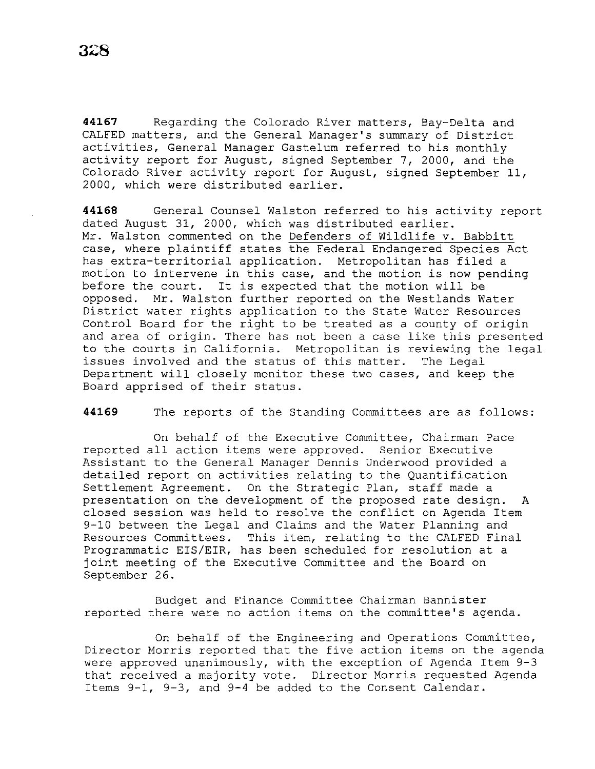**44167** Regarding the Colorado River matters, Bay-Delta and CALFED matters, and the General Manager's summary of District activities, General Manager Gastelum referred to his monthly activity report for August, signed September 7, 2000, and the Colorado River activity report for August, signed September 11, 2000, which were distributed earlier.

**44168** General Counsel Walston referred to his activity report dated August 31, 2000, which was distributed earlier. Mr. Walston commented on the Defenders of Wildlife v. Babbitt case, where plaintiff states the Federal Endangered Species Act has extra-territorial application. Metropolitan has filed a motion to intervene in this case, and the motion is now pending before the court. It is expected that the motion will be opposed. Mr. Walston further reported on the Westlands Water District water rights application to the State Water Resources Control Board for the right to be treated as a county of origin and area of origin. There has not been a case like this presented to the courts in California. Metropolitan is reviewing the legal issues involved and the status of this matter. The Legal Department will closely monitor these two cases, and keep the Board apprised of their status.

**44169** The reports of the Standing Committees are as follows:

On behalf of the Executive Committee, Chairman Pace reported all action items were approved. Senior Executive Assistant to the General Manager Dennis Underwood provided a detailed report on activities relating to the Quantification Settlement Agreement. On the Strategic Plan, staff made a presentation on the development of the proposed rate design. A closed session was held to resolve the conflict on Agenda Item 9-10 between the Legal and Claims and the Water Planning and Resources Committees. This item, relating to the CALFED Final Programmatic EIS/EIR, has been scheduled for resolution at a joint meeting of the Executive Committee and the Board on September 26.

Budget and Finance Committee Chairman Bannister reported there were no action items on the committee's agenda.

On behalf of the Engineering and Operations Committee, Director Morris reported that the five action items on the agenda were approved unanimously, with the exception of Agenda Item 9-3 that received a majority vote. Director Morris requested Agenda Items 9-1, 9-3, and 9-4 be added to the Consent Calendar.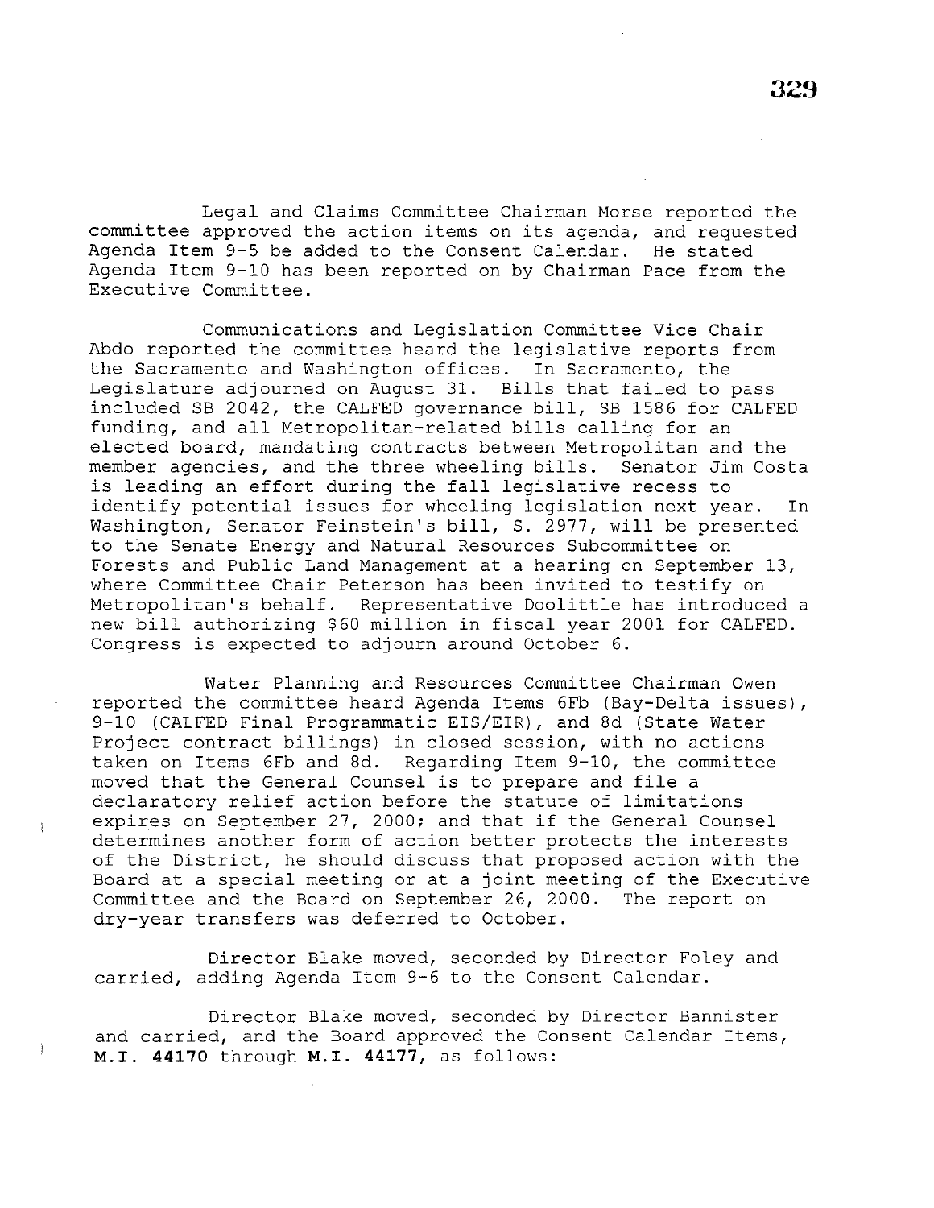Legal and Claims Committee Chairman Morse reported the committee approved the action items on its agenda, and requested Agenda Item 9-5 be added to the Consent Calendar. He stated Agenda Item 9-10 has been reported on by Chairman Pace from the Executive Committee.

Communications and Legislation Committee Vice Chair Abdo reported the committee heard the legislative reports from the Sacramento and Washington offices. In Sacramento, the Legislature adjourned on August 31. Bills that failed to pass included SB 2042, the CALFED governance bill, SB 1586 for CALFED funding, and all Metropolitan-related bills calling for an elected board, mandating contracts between Metropolitan and the member agencies, and the three wheeling bills. Senator Jim Costa is leading an effort during the fall legislative recess to identify potential issues for wheeling legislation next year. In Washington, Senator Feinstein's bill, S. 2977, will be presented to the Senate Energy and Natural Resources Subcommittee on Forests and Public Land Management at a hearing on September 13, where Committee Chair Peterson has been invited to testify on Metropolitan's behalf. Representative Doolittle has introduced a new bill authorizing $60 million in fiscal year 2001 for CALFED. Congress is expected to adjourn around October 6.

Water Planning and Resources Committee Chairman Owen reported the committee heard Agenda Items 6Fb (Bay-Delta issues), 9-10 (CALFED Final Programmatic EIS/EIR), and 8d (State Water Project contract billings) in closed session, with no actions taken on Items 6Fb and 8d. Regarding Item 9-10, the committee moved that the General Counsel is to prepare and file a declaratory relief action before the statute of limitations expires on September 27, 2000; and that if the General Counsel determines another form of action better protects the interests of the District, he should discuss that proposed action with the Board at a special meeting or at a joint meeting of the Executive Committee and the Board on September 26, 2000. The report on dry-year transfers was deferred to October.

Director Blake moved, seconded by Director Foley and carried, adding Agenda Item 9-6 to the Consent Calendar.

Director Blake moved, seconded by Director Bannister and carried, and the Board approved the Consent Calendar Items, **M.I. 44170** through **M.I. 44177**, as follows: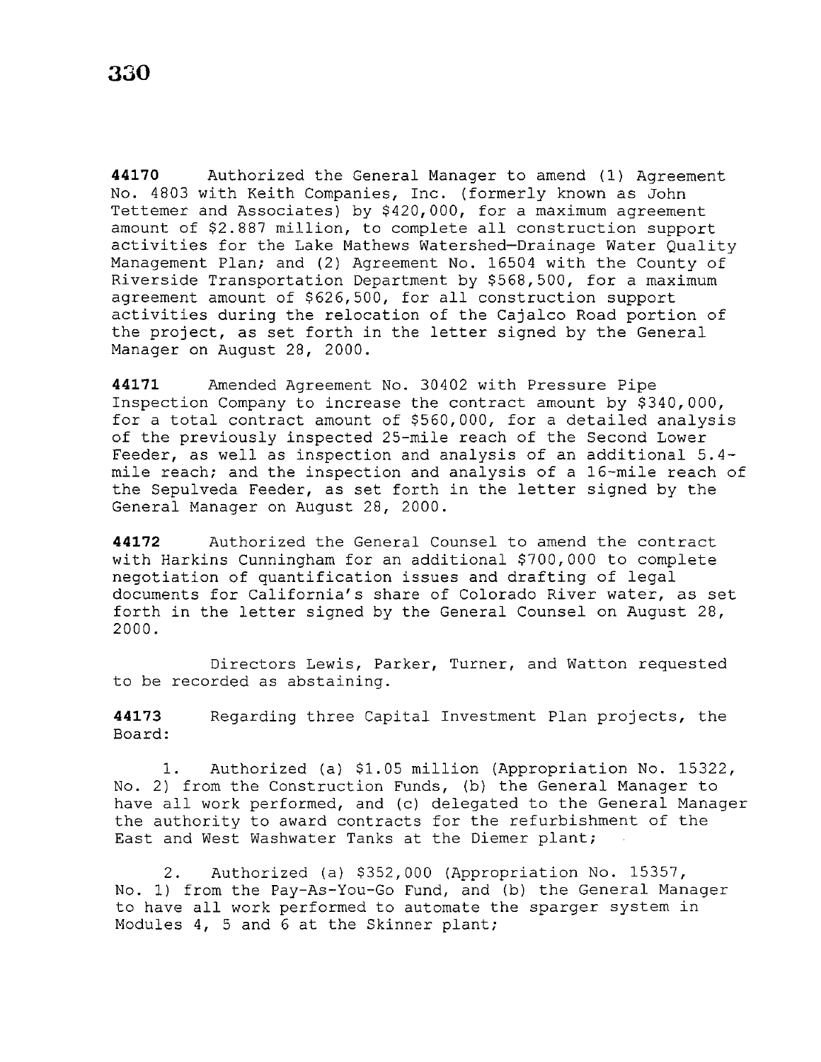**44170** Authorized the General Manager to amend (1) Agreement No. 4803 with Keith Companies, Inc. (formerly known as John Tettemer and Associates) by $420,000, for a maximum agreement amount of $2.887 million, to complete all construction support activities for the Lake Mathews Watershed—Drainage Water Quality Management Plan; and (2) Agreement No. 16504 with the County of Riverside Transportation Department by $568,500, for a maximum agreement amount of $626,500, for all construction support activities during the relocation of the Cajalco Road portion of the project, as set forth in the letter signed by the General Manager on August 28, 2000.

**44171** Amended Agreement No. 30402 with Pressure Pipe Inspection Company to increase the contract amount by $340,000, for a total contract amount of $560,000, for a detailed analysis of the previously inspected 25-mile reach of the Second Lower Feeder, as well as inspection and analysis of an additional 5.4-mile reach; and the inspection and analysis of a 16-mile reach of the Sepulveda Feeder, as set forth in the letter signed by the General Manager on August 28, 2000.

**44172** Authorized the General Counsel to amend the contract with Harkins Cunningham for an additional $700,000 to complete negotiation of quantification issues and drafting of legal documents for California's share of Colorado River water, as set forth in the letter signed by the General Counsel on August 28, 2000.

Directors Lewis, Parker, Turner, and Watton requested to be recorded as abstaining.

**44173** Regarding three Capital Investment Plan projects, the Board:

1. Authorized (a) $1.05 million (Appropriation No. 15322, No. 2) from the Construction Funds, (b) the General Manager to have all work performed, and (c) delegated to the General Manager the authority to award contracts for the refurbishment of the East and West Washwater Tanks at the Diemer plant;

2. Authorized (a) $352,000 (Appropriation No. 15357, No. 1) from the Pay-As-You-Go Fund, and (b) the General Manager to have all work performed to automate the sparger system in Modules 4, 5 and 6 at the Skinner plant;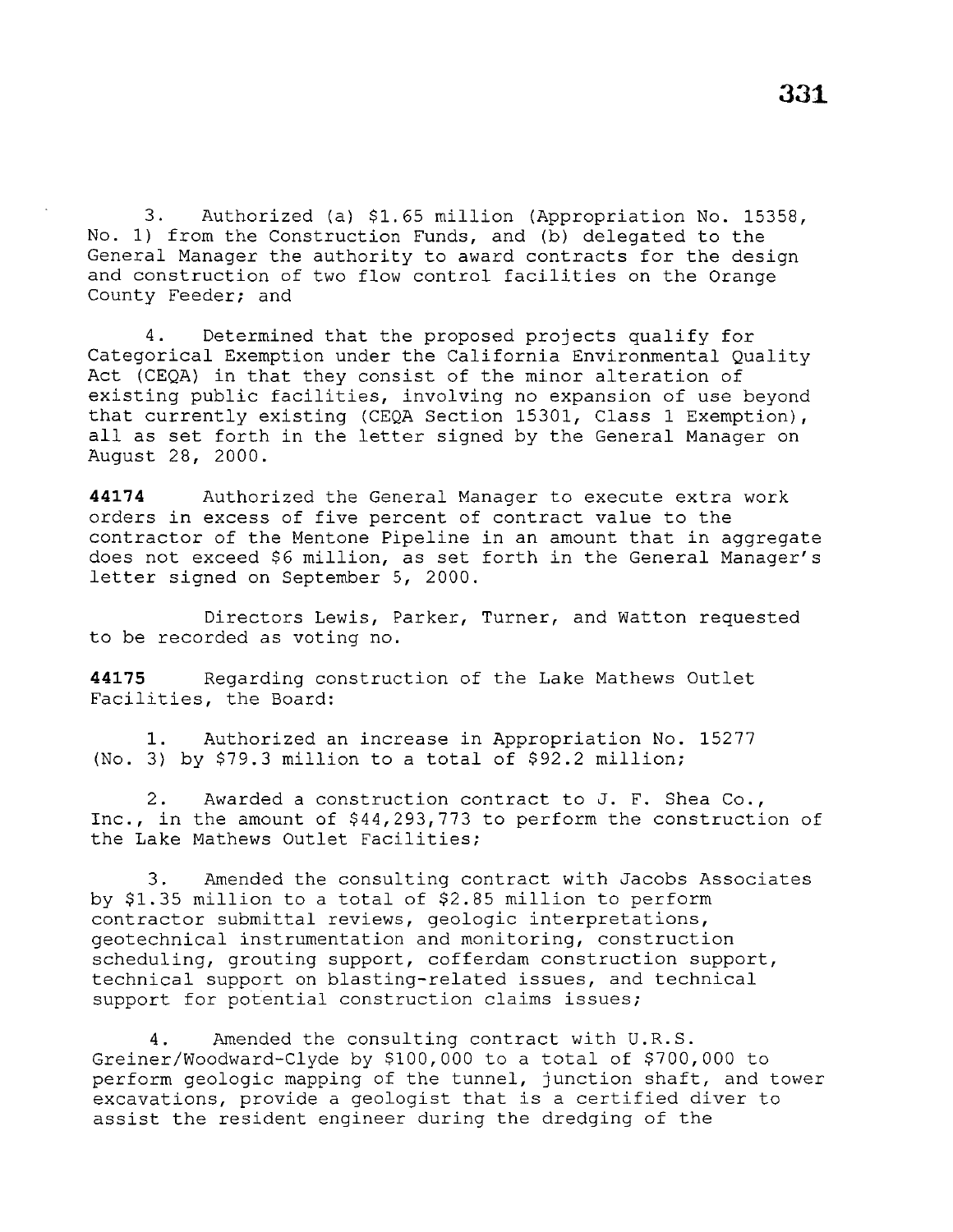3. Authorized (a) $1.65 million (Appropriation No. 15358, No. 1) from the Construction Funds, and (b) delegated to the General Manager the authority to award contracts for the design and construction of two flow control facilities on the Orange County Feeder; and

4. Determined that the proposed projects qualify for Categorical Exemption under the California Environmental Quality Act (CEQA) in that they consist of the minor alteration of existing public facilities, involving no expansion of use beyond that currently existing (CEQA Section 15301, Class 1 Exemption), all as set forth in the letter signed by the General Manager on August 28, 2000.

**44174** Authorized the General Manager to execute extra work orders in excess of five percent of contract value to the contractor of the Mentone Pipeline in an amount that in aggregate does not exceed $6 million, as set forth in the General Manager's letter signed on September 5, 2000.

Directors Lewis, Parker, Turner, and Watton requested to be recorded as voting no.

**44175** Regarding construction of the Lake Mathews Outlet Facilities, the Board:

1. Authorized an increase in Appropriation No. 15277 (No. 3) by $79.3 million to a total of $92.2 million;

2. Awarded a construction contract to J. F. Shea Co., Inc., in the amount of $44,293,773 to perform the construction of the Lake Mathews Outlet Facilities;

3. Amended the consulting contract with Jacobs Associates by $1.35 million to a total of $2.85 million to perform contractor submittal reviews, geologic interpretations, geotechnical instrumentation and monitoring, construction scheduling, grouting support, cofferdam construction support, technical support on blasting-related issues, and technical support for potential construction claims issues;

4. Amended the consulting contract with U.R.S. Greiner/Woodward-Clyde by $100,000 to a total of $700,000 to perform geologic mapping of the tunnel, junction shaft, and tower excavations, provide a geologist that is a certified diver to assist the resident engineer during the dredging of the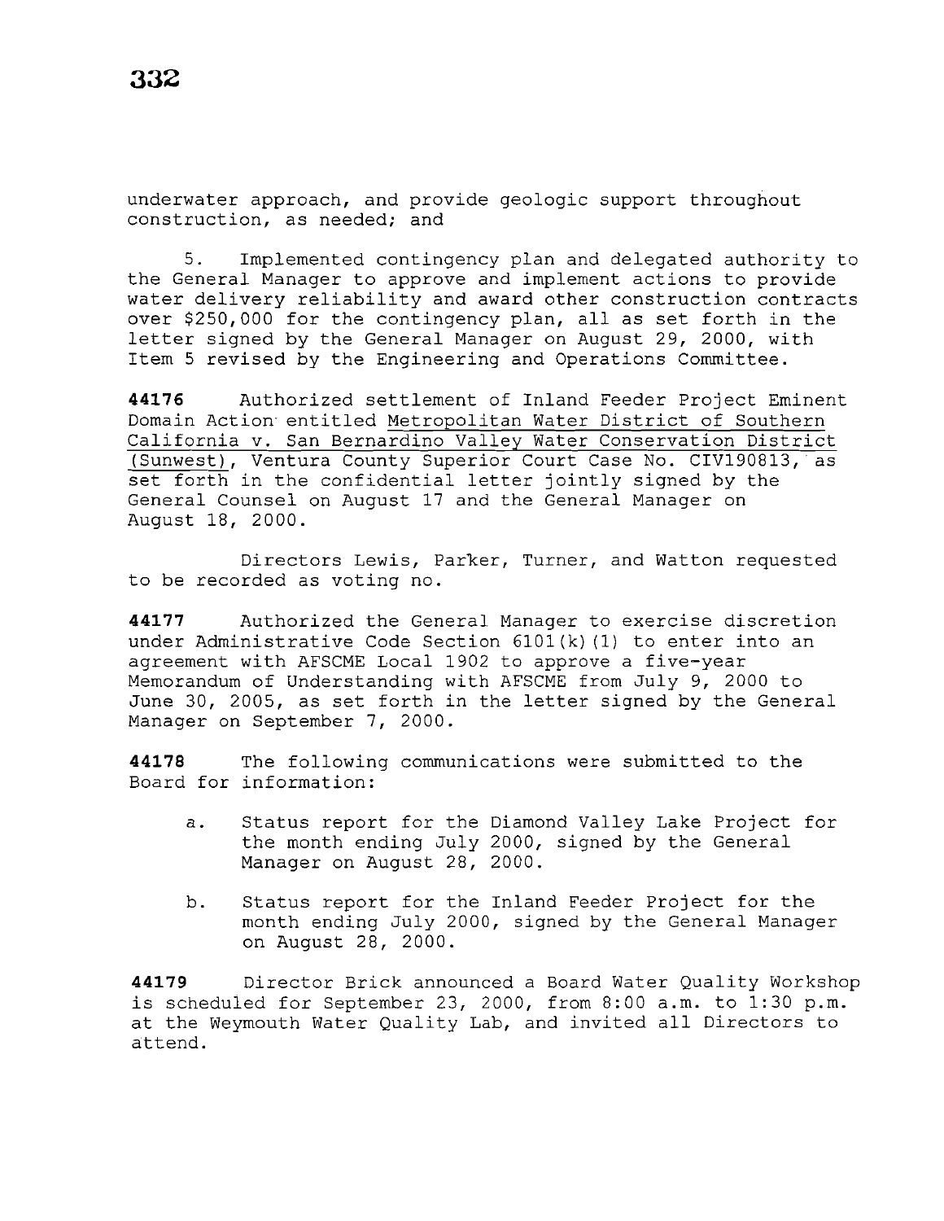underwater approach, and provide geologic support throughout construction, as needed; and

5. Implemented contingency plan and delegated authority to the General Manager to approve and implement actions to provide water delivery reliability and award other construction contracts over $250,000 for the contingency plan, all as set forth in the letter signed by the General Manager on August 29, 2000, with Item 5 revised by the Engineering and Operations Committee.

**44176** Authorized settlement of Inland Feeder Project Eminent Domain Action entitled Metropolitan Water District of Southern California v. San Bernardino Valley Water Conservation District (Sunwest), Ventura County Superior Court Case No. CIV190813, as set forth in the confidential letter jointly signed by the General Counsel on August 17 and the General Manager on August 18, 2000.

Directors Lewis, Parker, Turner, and Watton requested to be recorded as voting no.

**44177** Authorized the General Manager to exercise discretion under Administrative Code Section 6101(k)(1) to enter into an agreement with AFSCME Local 1902 to approve a five-year Memorandum of Understanding with AFSCME from July 9, 2000 to June 30, 2005, as set forth in the letter signed by the General Manager on September 7, 2000.

**44178** The following communications were submitted to the Board for information:

a. Status report for the Diamond Valley Lake Project for the month ending July 2000, signed by the General Manager on August 28, 2000.

b. Status report for the Inland Feeder Project for the month ending July 2000, signed by the General Manager on August 28, 2000.

**44179** Director Brick announced a Board Water Quality Workshop is scheduled for September 23, 2000, from 8:00 a.m. to 1:30 p.m. at the Weymouth Water Quality Lab, and invited all Directors to attend.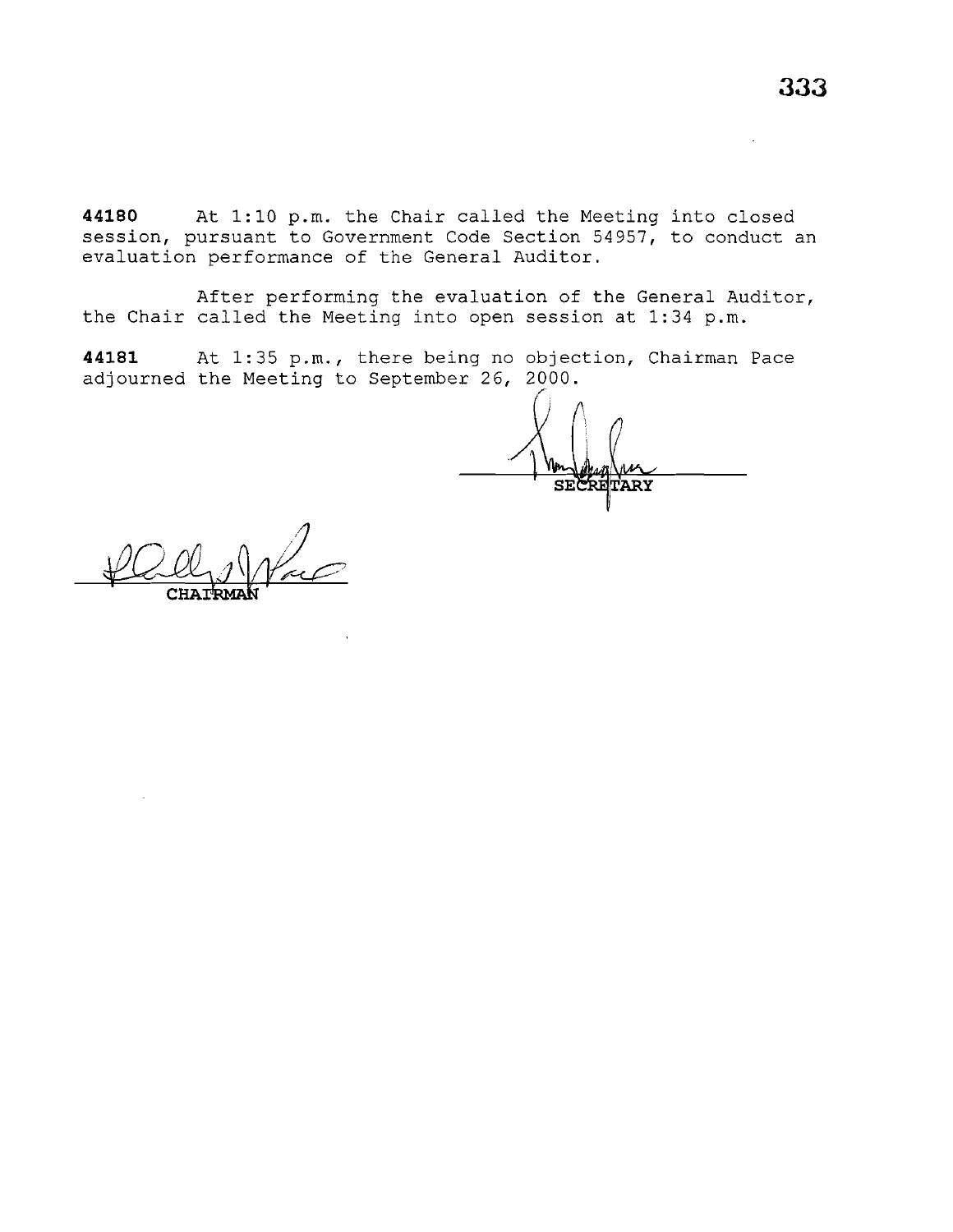**44180** At 1:10 p.m. the Chair called the Meeting into closed session, pursuant to Government Code Section 54957, to conduct an evaluation performance of the General Auditor.

After performing the evaluation of the General Auditor, the Chair called the Meeting into open session at 1:34 p.m.

**44181** At 1:35 p.m., there being no objection, Chairman Pace adjourned the Meeting to September 26, 2000.

SECRETARY

CHAIRMAN